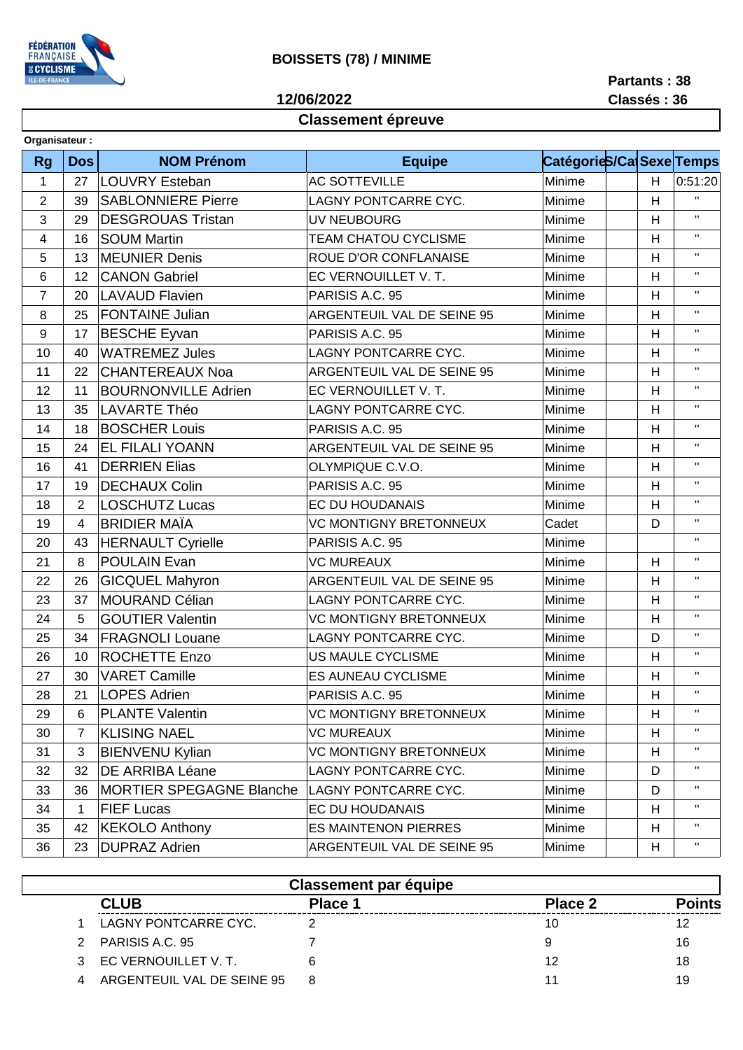# BOISSETS (78) / MINIME

**Partants : 38**

**12/06/2022** **Classés : 36**

## Classement épreuve

**Organisateur :**

| Rg | Dos | NOM Prénom | Equipe | Catégorie | S/Cat | Sexe | Temps |
|---|---|---|---|---|---|---|---|
| 1 | 27 | LOUVRY Esteban | AC SOTTEVILLE | Minime | | H | 0:51:20 |
| 2 | 39 | SABLONNIERE Pierre | LAGNY PONTCARRE CYC. | Minime | | H | " |
| 3 | 29 | DESGROUAS Tristan | UV NEUBOURG | Minime | | H | " |
| 4 | 16 | SOUM Martin | TEAM CHATOU CYCLISME | Minime | | H | " |
| 5 | 13 | MEUNIER Denis | ROUE D'OR CONFLANAISE | Minime | | H | " |
| 6 | 12 | CANON Gabriel | EC VERNOUILLET V. T. | Minime | | H | " |
| 7 | 20 | LAVAUD Flavien | PARISIS A.C. 95 | Minime | | H | " |
| 8 | 25 | FONTAINE Julian | ARGENTEUIL VAL DE SEINE 95 | Minime | | H | " |
| 9 | 17 | BESCHE Eyvan | PARISIS A.C. 95 | Minime | | H | " |
| 10 | 40 | WATREMEZ Jules | LAGNY PONTCARRE CYC. | Minime | | H | " |
| 11 | 22 | CHANTEREAUX Noa | ARGENTEUIL VAL DE SEINE 95 | Minime | | H | " |
| 12 | 11 | BOURNONVILLE Adrien | EC VERNOUILLET V. T. | Minime | | H | " |
| 13 | 35 | LAVARTE Théo | LAGNY PONTCARRE CYC. | Minime | | H | " |
| 14 | 18 | BOSCHER Louis | PARISIS A.C. 95 | Minime | | H | " |
| 15 | 24 | EL FILALI YOANN | ARGENTEUIL VAL DE SEINE 95 | Minime | | H | " |
| 16 | 41 | DERRIEN Elias | OLYMPIQUE C.V.O. | Minime | | H | " |
| 17 | 19 | DECHAUX Colin | PARISIS A.C. 95 | Minime | | H | " |
| 18 | 2 | LOSCHUTZ Lucas | EC DU HOUDANAIS | Minime | | H | " |
| 19 | 4 | BRIDIER MAÏA | VC MONTIGNY BRETONNEUX | Cadet | | D | " |
| 20 | 43 | HERNAULT Cyrielle | PARISIS A.C. 95 | Minime | | | " |
| 21 | 8 | POULAIN Evan | VC MUREAUX | Minime | | H | " |
| 22 | 26 | GICQUEL Mahyron | ARGENTEUIL VAL DE SEINE 95 | Minime | | H | " |
| 23 | 37 | MOURAND Célian | LAGNY PONTCARRE CYC. | Minime | | H | " |
| 24 | 5 | GOUTIER Valentin | VC MONTIGNY BRETONNEUX | Minime | | H | " |
| 25 | 34 | FRAGNOLI Louane | LAGNY PONTCARRE CYC. | Minime | | D | " |
| 26 | 10 | ROCHETTE Enzo | US MAULE CYCLISME | Minime | | H | " |
| 27 | 30 | VARET Camille | ES AUNEAU CYCLISME | Minime | | H | " |
| 28 | 21 | LOPES Adrien | PARISIS A.C. 95 | Minime | | H | " |
| 29 | 6 | PLANTE Valentin | VC MONTIGNY BRETONNEUX | Minime | | H | " |
| 30 | 7 | KLISING NAEL | VC MUREAUX | Minime | | H | " |
| 31 | 3 | BIENVENU Kylian | VC MONTIGNY BRETONNEUX | Minime | | H | " |
| 32 | 32 | DE ARRIBA Léane | LAGNY PONTCARRE CYC. | Minime | | D | " |
| 33 | 36 | MORTIER SPEGAGNE Blanche | LAGNY PONTCARRE CYC. | Minime | | D | " |
| 34 | 1 | FIEF Lucas | EC DU HOUDANAIS | Minime | | H | " |
| 35 | 42 | KEKOLO Anthony | ES MAINTENON PIERRES | Minime | | H | " |
| 36 | 23 | DUPRAZ Adrien | ARGENTEUIL VAL DE SEINE 95 | Minime | | H | " |

## Classement par équipe

| | CLUB | Place 1 | Place 2 | Points |
|---|---|---|---|---|
| 1 | LAGNY PONTCARRE CYC. | 2 | 10 | 12 |
| 2 | PARISIS A.C. 95 | 7 | 9 | 16 |
| 3 | EC VERNOUILLET V. T. | 6 | 12 | 18 |
| 4 | ARGENTEUIL VAL DE SEINE 95 | 8 | 11 | 19 |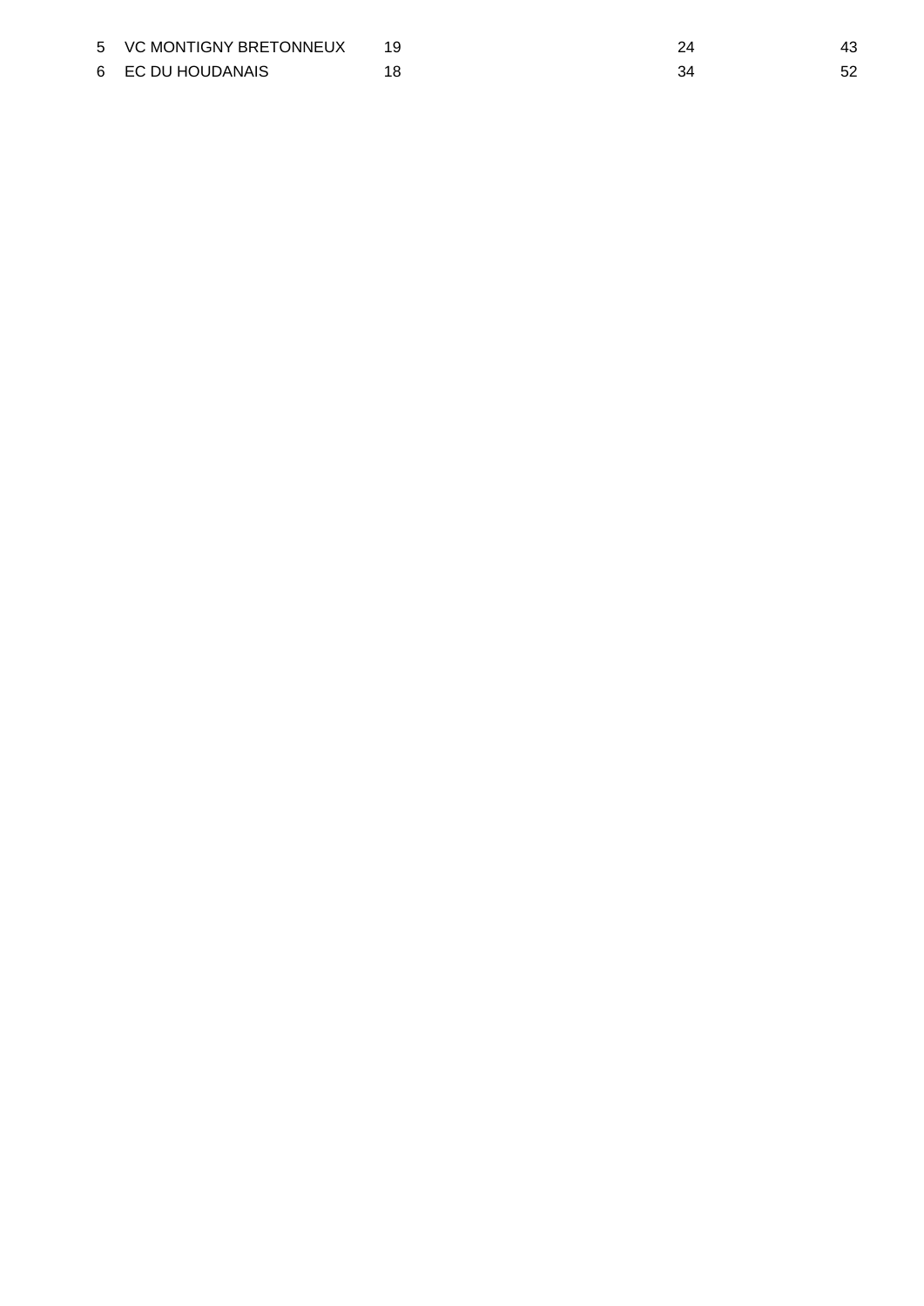| | | | | |
|---|---|---|---|---|
| 5 | VC MONTIGNY BRETONNEUX | 19 | 24 | 43 |
| 6 | EC DU HOUDANAIS | 18 | 34 | 52 |